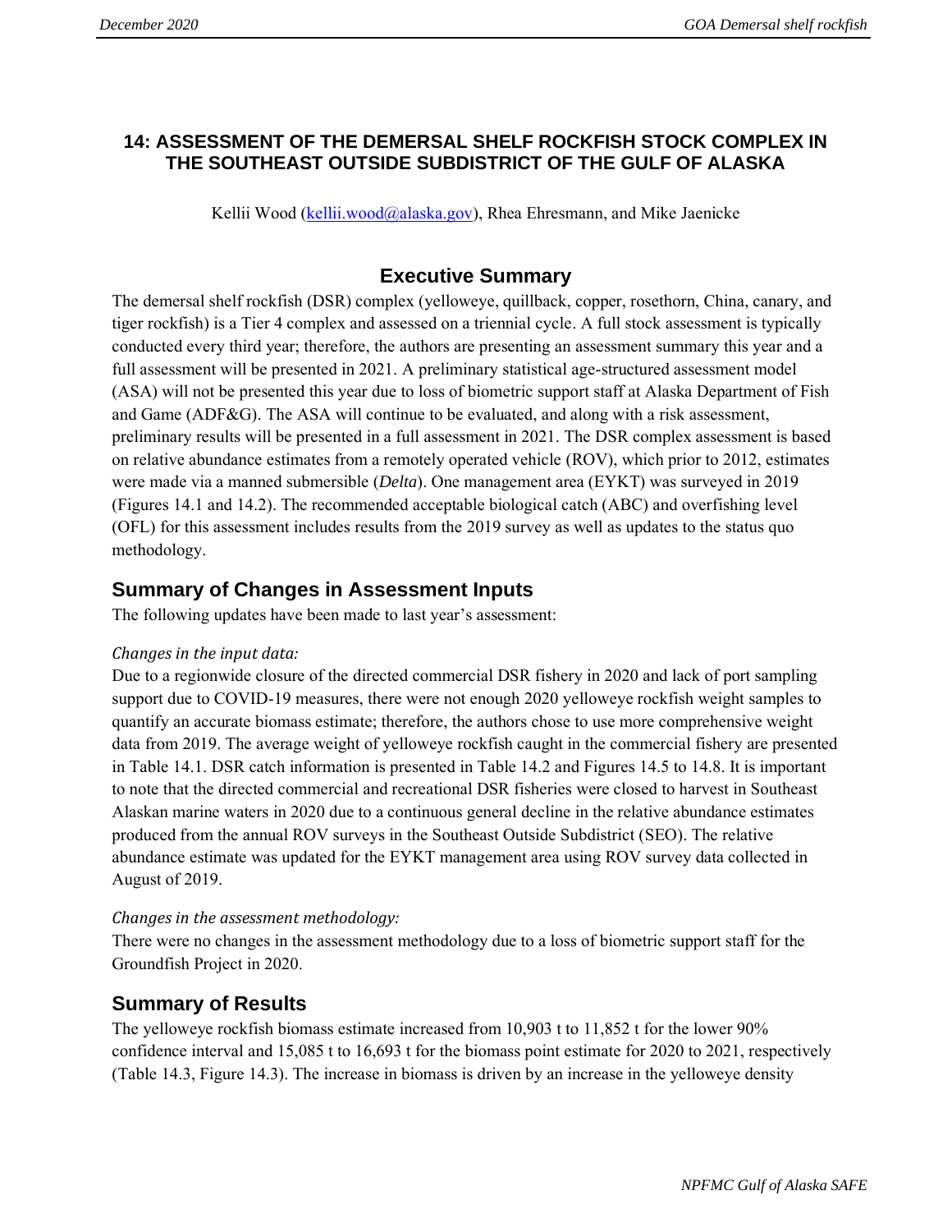# 14: ASSESSMENT OF THE DEMERSAL SHELF ROCKFISH STOCK COMPLEX IN THE SOUTHEAST OUTSIDE SUBDISTRICT OF THE GULF OF ALASKA

Kellii Wood (kellii.wood@alaska.gov), Rhea Ehresmann, and Mike Jaenicke

## Executive Summary

The demersal shelf rockfish (DSR) complex (yelloweye, quillback, copper, rosethorn, China, canary, and tiger rockfish) is a Tier 4 complex and assessed on a triennial cycle. A full stock assessment is typically conducted every third year; therefore, the authors are presenting an assessment summary this year and a full assessment will be presented in 2021. A preliminary statistical age-structured assessment model (ASA) will not be presented this year due to loss of biometric support staff at Alaska Department of Fish and Game (ADF&G). The ASA will continue to be evaluated, and along with a risk assessment, preliminary results will be presented in a full assessment in 2021. The DSR complex assessment is based on relative abundance estimates from a remotely operated vehicle (ROV), which prior to 2012, estimates were made via a manned submersible (*Delta*). One management area (EYKT) was surveyed in 2019 (Figures 14.1 and 14.2). The recommended acceptable biological catch (ABC) and overfishing level (OFL) for this assessment includes results from the 2019 survey as well as updates to the status quo methodology.

## Summary of Changes in Assessment Inputs

The following updates have been made to last year's assessment:

*Changes in the input data:*

Due to a regionwide closure of the directed commercial DSR fishery in 2020 and lack of port sampling support due to COVID-19 measures, there were not enough 2020 yelloweye rockfish weight samples to quantify an accurate biomass estimate; therefore, the authors chose to use more comprehensive weight data from 2019. The average weight of yelloweye rockfish caught in the commercial fishery are presented in Table 14.1. DSR catch information is presented in Table 14.2 and Figures 14.5 to 14.8. It is important to note that the directed commercial and recreational DSR fisheries were closed to harvest in Southeast Alaskan marine waters in 2020 due to a continuous general decline in the relative abundance estimates produced from the annual ROV surveys in the Southeast Outside Subdistrict (SEO). The relative abundance estimate was updated for the EYKT management area using ROV survey data collected in August of 2019.

*Changes in the assessment methodology:*

There were no changes in the assessment methodology due to a loss of biometric support staff for the Groundfish Project in 2020.

## Summary of Results

The yelloweye rockfish biomass estimate increased from 10,903 t to 11,852 t for the lower 90% confidence interval and 15,085 t to 16,693 t for the biomass point estimate for 2020 to 2021, respectively (Table 14.3, Figure 14.3). The increase in biomass is driven by an increase in the yelloweye density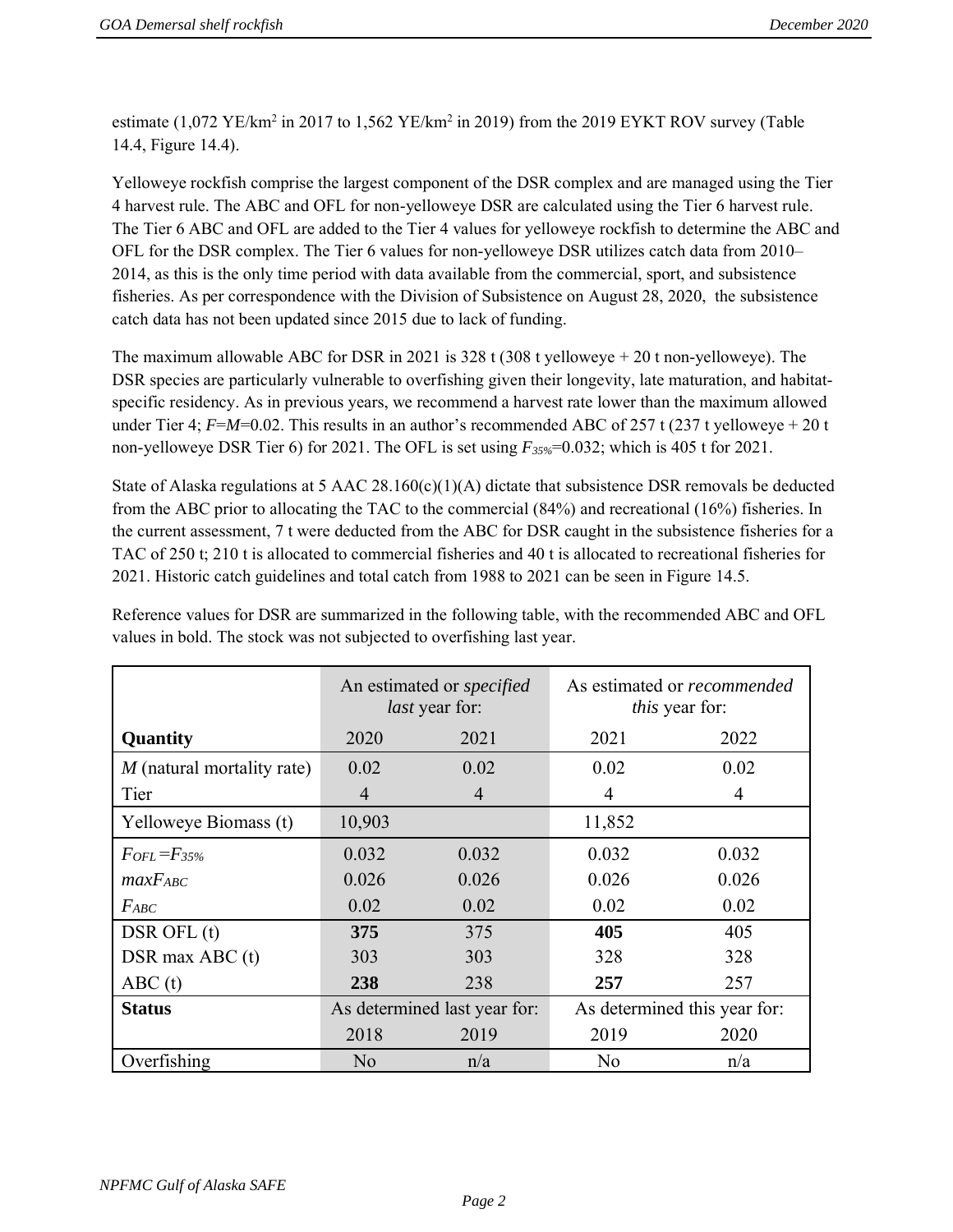estimate (1,072 YE/km$^2$ in 2017 to 1,562 YE/km$^2$ in 2019) from the 2019 EYKT ROV survey (Table 14.4, Figure 14.4).

Yelloweye rockfish comprise the largest component of the DSR complex and are managed using the Tier 4 harvest rule. The ABC and OFL for non-yelloweye DSR are calculated using the Tier 6 harvest rule. The Tier 6 ABC and OFL are added to the Tier 4 values for yelloweye rockfish to determine the ABC and OFL for the DSR complex. The Tier 6 values for non-yelloweye DSR utilizes catch data from 2010–2014, as this is the only time period with data available from the commercial, sport, and subsistence fisheries. As per correspondence with the Division of Subsistence on August 28, 2020, the subsistence catch data has not been updated since 2015 due to lack of funding.

The maximum allowable ABC for DSR in 2021 is 328 t (308 t yelloweye + 20 t non-yelloweye). The DSR species are particularly vulnerable to overfishing given their longevity, late maturation, and habitat-specific residency. As in previous years, we recommend a harvest rate lower than the maximum allowed under Tier 4; $F$=$M$=0.02. This results in an author's recommended ABC of 257 t (237 t yelloweye + 20 t non-yelloweye DSR Tier 6) for 2021. The OFL is set using $F_{35\%}$=0.032; which is 405 t for 2021.

State of Alaska regulations at 5 AAC 28.160(c)(1)(A) dictate that subsistence DSR removals be deducted from the ABC prior to allocating the TAC to the commercial (84%) and recreational (16%) fisheries. In the current assessment, 7 t were deducted from the ABC for DSR caught in the subsistence fisheries for a TAC of 250 t; 210 t is allocated to commercial fisheries and 40 t is allocated to recreational fisheries for 2021. Historic catch guidelines and total catch from 1988 to 2021 can be seen in Figure 14.5.

Reference values for DSR are summarized in the following table, with the recommended ABC and OFL values in bold. The stock was not subjected to overfishing last year.

| | An estimated or *specified last* year for: | | As estimated or *recommended this* year for: | |
|---|---|---|---|---|
| **Quantity** | 2020 | 2021 | 2021 | 2022 |
| *M* (natural mortality rate) | 0.02 | 0.02 | 0.02 | 0.02 |
| Tier | 4 | 4 | 4 | 4 |
| Yelloweye Biomass (t) | 10,903 | | 11,852 | |
| $F_{OFL}=F_{35\%}$ | 0.032 | 0.032 | 0.032 | 0.032 |
| $maxF_{ABC}$ | 0.026 | 0.026 | 0.026 | 0.026 |
| $F_{ABC}$ | 0.02 | 0.02 | 0.02 | 0.02 |
| DSR OFL (t) | **375** | 375 | **405** | 405 |
| DSR max ABC (t) | 303 | 303 | 328 | 328 |
| ABC (t) | **238** | 238 | **257** | 257 |
| **Status** | As determined last year for: | | As determined this year for: | |
| | 2018 | 2019 | 2019 | 2020 |
| Overfishing | No | n/a | No | n/a |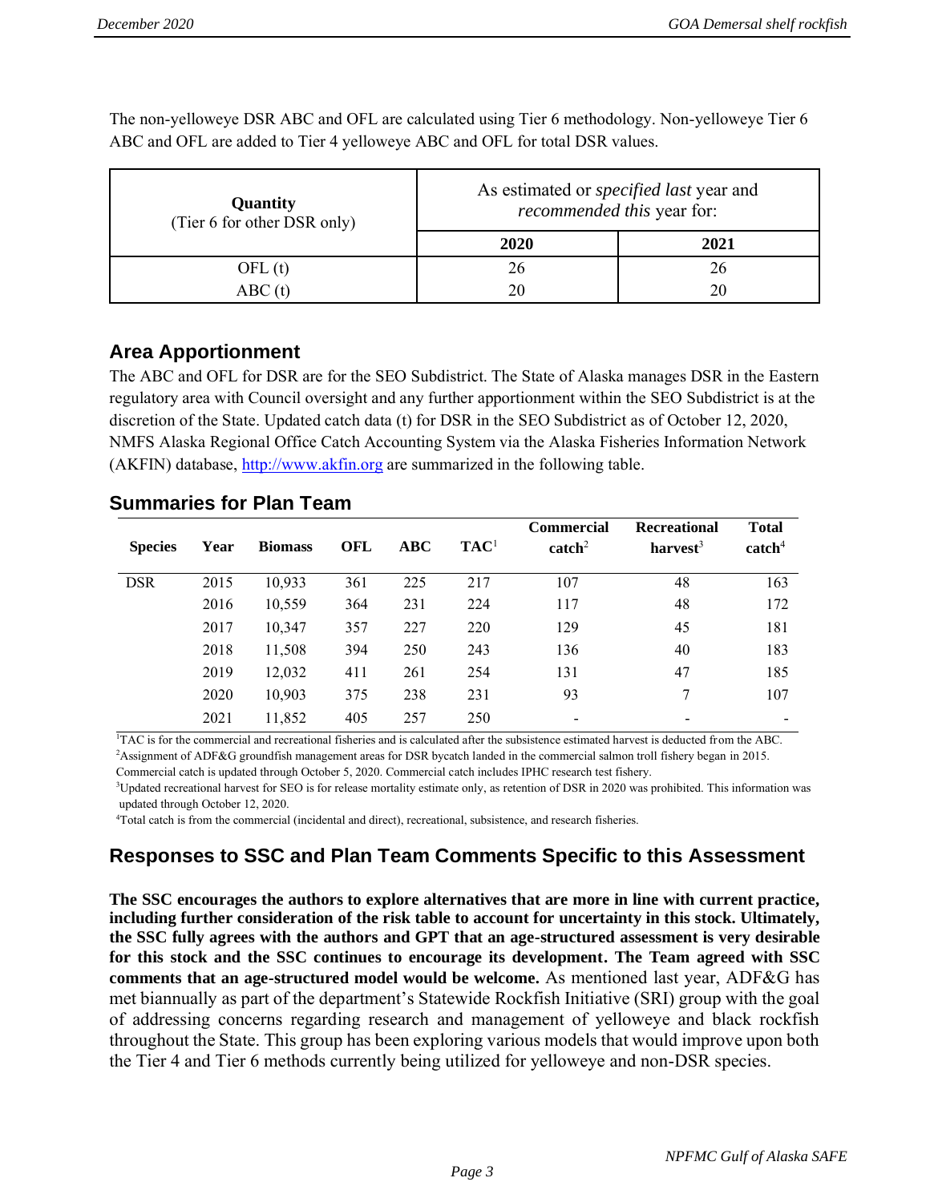The non-yelloweye DSR ABC and OFL are calculated using Tier 6 methodology. Non-yelloweye Tier 6 ABC and OFL are added to Tier 4 yelloweye ABC and OFL for total DSR values.

| Quantity (Tier 6 for other DSR only) | As estimated or *specified last* year and *recommended this* year for: | |
|---|---|---|
| | **2020** | **2021** |
| OFL (t) | 26 | 26 |
| ABC (t) | 20 | 20 |

## Area Apportionment

The ABC and OFL for DSR are for the SEO Subdistrict. The State of Alaska manages DSR in the Eastern regulatory area with Council oversight and any further apportionment within the SEO Subdistrict is at the discretion of the State. Updated catch data (t) for DSR in the SEO Subdistrict as of October 12, 2020, NMFS Alaska Regional Office Catch Accounting System via the Alaska Fisheries Information Network (AKFIN) database, http://www.akfin.org are summarized in the following table.

## Summaries for Plan Team

| Species | Year | Biomass | OFL | ABC | TAC[1] | Commercial catch[2] | Recreational harvest[3] | Total catch[4] |
|---|---|---|---|---|---|---|---|---|
| DSR | 2015 | 10,933 | 361 | 225 | 217 | 107 | 48 | 163 |
| | 2016 | 10,559 | 364 | 231 | 224 | 117 | 48 | 172 |
| | 2017 | 10,347 | 357 | 227 | 220 | 129 | 45 | 181 |
| | 2018 | 11,508 | 394 | 250 | 243 | 136 | 40 | 183 |
| | 2019 | 12,032 | 411 | 261 | 254 | 131 | 47 | 185 |
| | 2020 | 10,903 | 375 | 238 | 231 | 93 | 7 | 107 |
| | 2021 | 11,852 | 405 | 257 | 250 | - | - | - |

[1]TAC is for the commercial and recreational fisheries and is calculated after the subsistence estimated harvest is deducted from the ABC.
[2]Assignment of ADF&G groundfish management areas for DSR bycatch landed in the commercial salmon troll fishery began in 2015. Commercial catch is updated through October 5, 2020. Commercial catch includes IPHC research test fishery.
[3]Updated recreational harvest for SEO is for release mortality estimate only, as retention of DSR in 2020 was prohibited. This information was updated through October 12, 2020.
[4]Total catch is from the commercial (incidental and direct), recreational, subsistence, and research fisheries.

## Responses to SSC and Plan Team Comments Specific to this Assessment

**The SSC encourages the authors to explore alternatives that are more in line with current practice, including further consideration of the risk table to account for uncertainty in this stock. Ultimately, the SSC fully agrees with the authors and GPT that an age-structured assessment is very desirable for this stock and the SSC continues to encourage its development. The Team agreed with SSC comments that an age-structured model would be welcome.** As mentioned last year, ADF&G has met biannually as part of the department's Statewide Rockfish Initiative (SRI) group with the goal of addressing concerns regarding research and management of yelloweye and black rockfish throughout the State. This group has been exploring various models that would improve upon both the Tier 4 and Tier 6 methods currently being utilized for yelloweye and non-DSR species.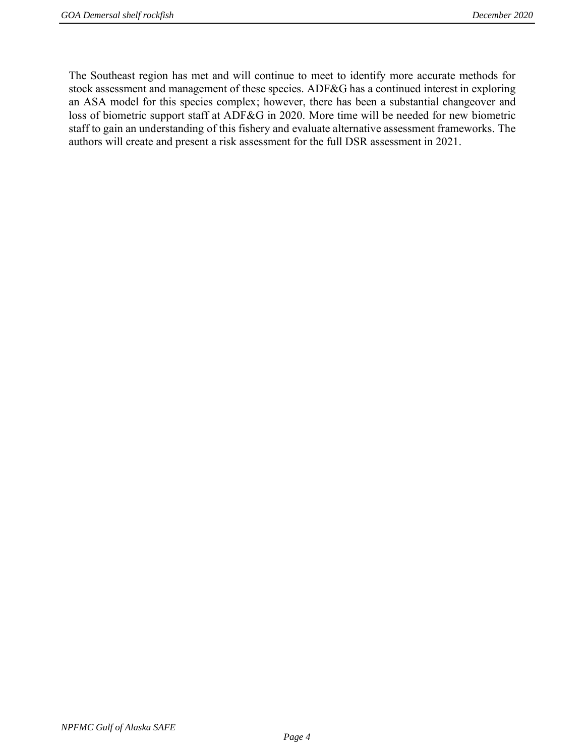The Southeast region has met and will continue to meet to identify more accurate methods for stock assessment and management of these species. ADF&G has a continued interest in exploring an ASA model for this species complex; however, there has been a substantial changeover and loss of biometric support staff at ADF&G in 2020. More time will be needed for new biometric staff to gain an understanding of this fishery and evaluate alternative assessment frameworks. The authors will create and present a risk assessment for the full DSR assessment in 2021.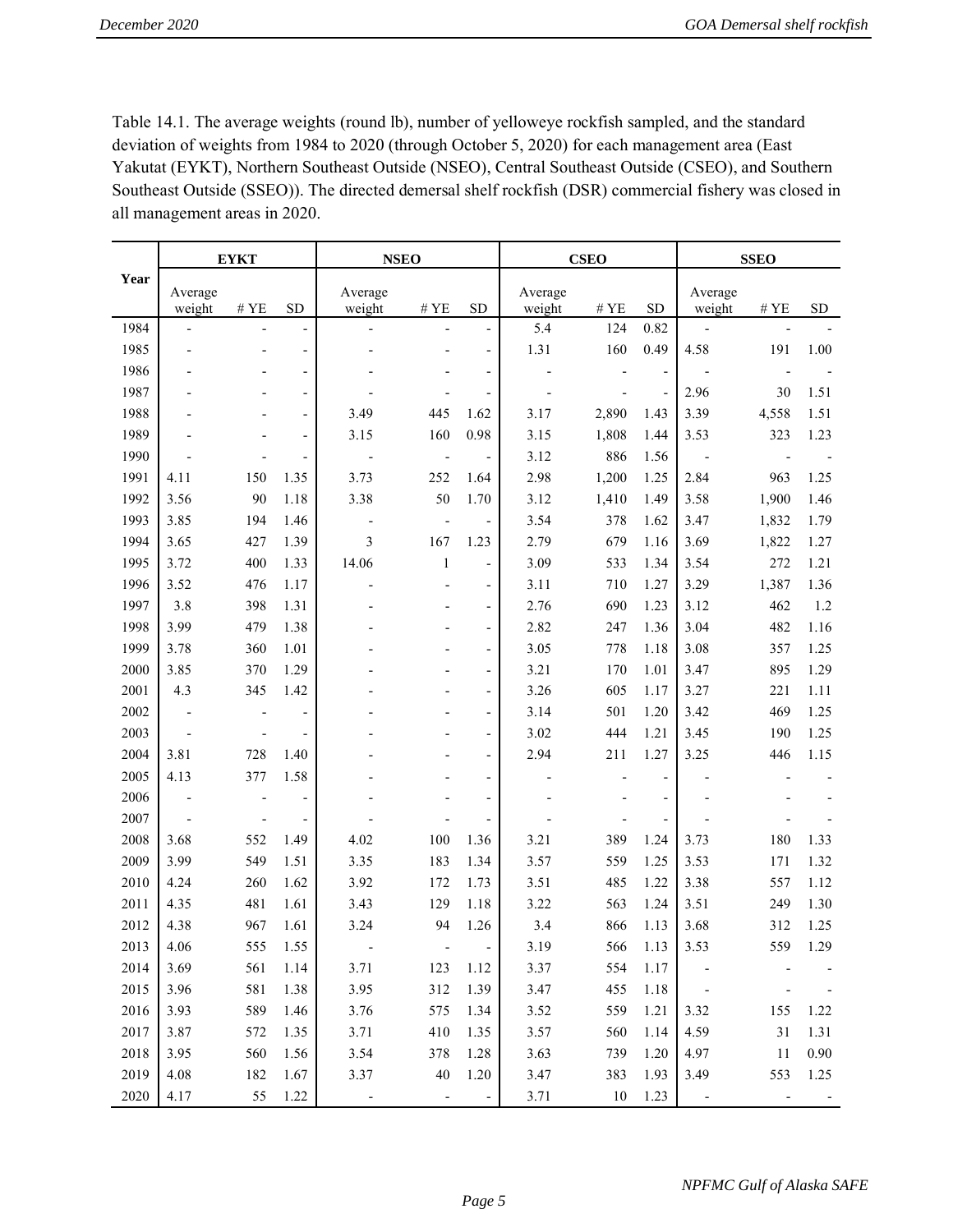Table 14.1. The average weights (round lb), number of yelloweye rockfish sampled, and the standard deviation of weights from 1984 to 2020 (through October 5, 2020) for each management area (East Yakutat (EYKT), Northern Southeast Outside (NSEO), Central Southeast Outside (CSEO), and Southern Southeast Outside (SSEO)). The directed demersal shelf rockfish (DSR) commercial fishery was closed in all management areas in 2020.

| Year | EYKT | | | NSEO | | | CSEO | | | SSEO | | |
|---|---|---|---|---|---|---|---|---|---|---|---|---|
| | Average weight | # YE | SD | Average weight | # YE | SD | Average weight | # YE | SD | Average weight | # YE | SD |
| 1984 | - | - | - | - | - | - | 5.4 | 124 | 0.82 | - | - | - |
| 1985 | - | - | - | - | - | - | 1.31 | 160 | 0.49 | 4.58 | 191 | 1.00 |
| 1986 | - | - | - | - | - | - | - | - | - | - | - | - |
| 1987 | - | - | - | - | - | - | - | - | - | 2.96 | 30 | 1.51 |
| 1988 | - | - | - | 3.49 | 445 | 1.62 | 3.17 | 2,890 | 1.43 | 3.39 | 4,558 | 1.51 |
| 1989 | - | - | - | 3.15 | 160 | 0.98 | 3.15 | 1,808 | 1.44 | 3.53 | 323 | 1.23 |
| 1990 | - | - | - | - | - | - | 3.12 | 886 | 1.56 | - | - | - |
| 1991 | 4.11 | 150 | 1.35 | 3.73 | 252 | 1.64 | 2.98 | 1,200 | 1.25 | 2.84 | 963 | 1.25 |
| 1992 | 3.56 | 90 | 1.18 | 3.38 | 50 | 1.70 | 3.12 | 1,410 | 1.49 | 3.58 | 1,900 | 1.46 |
| 1993 | 3.85 | 194 | 1.46 | - | - | - | 3.54 | 378 | 1.62 | 3.47 | 1,832 | 1.79 |
| 1994 | 3.65 | 427 | 1.39 | 3 | 167 | 1.23 | 2.79 | 679 | 1.16 | 3.69 | 1,822 | 1.27 |
| 1995 | 3.72 | 400 | 1.33 | 14.06 | 1 | - | 3.09 | 533 | 1.34 | 3.54 | 272 | 1.21 |
| 1996 | 3.52 | 476 | 1.17 | - | - | - | 3.11 | 710 | 1.27 | 3.29 | 1,387 | 1.36 |
| 1997 | 3.8 | 398 | 1.31 | - | - | - | 2.76 | 690 | 1.23 | 3.12 | 462 | 1.2 |
| 1998 | 3.99 | 479 | 1.38 | - | - | - | 2.82 | 247 | 1.36 | 3.04 | 482 | 1.16 |
| 1999 | 3.78 | 360 | 1.01 | - | - | - | 3.05 | 778 | 1.18 | 3.08 | 357 | 1.25 |
| 2000 | 3.85 | 370 | 1.29 | - | - | - | 3.21 | 170 | 1.01 | 3.47 | 895 | 1.29 |
| 2001 | 4.3 | 345 | 1.42 | - | - | - | 3.26 | 605 | 1.17 | 3.27 | 221 | 1.11 |
| 2002 | - | - | - | - | - | - | 3.14 | 501 | 1.20 | 3.42 | 469 | 1.25 |
| 2003 | - | - | - | - | - | - | 3.02 | 444 | 1.21 | 3.45 | 190 | 1.25 |
| 2004 | 3.81 | 728 | 1.40 | - | - | - | 2.94 | 211 | 1.27 | 3.25 | 446 | 1.15 |
| 2005 | 4.13 | 377 | 1.58 | - | - | - | - | - | - | - | - | - |
| 2006 | - | - | - | - | - | - | - | - | - | - | - | - |
| 2007 | - | - | - | - | - | - | - | - | - | - | - | - |
| 2008 | 3.68 | 552 | 1.49 | 4.02 | 100 | 1.36 | 3.21 | 389 | 1.24 | 3.73 | 180 | 1.33 |
| 2009 | 3.99 | 549 | 1.51 | 3.35 | 183 | 1.34 | 3.57 | 559 | 1.25 | 3.53 | 171 | 1.32 |
| 2010 | 4.24 | 260 | 1.62 | 3.92 | 172 | 1.73 | 3.51 | 485 | 1.22 | 3.38 | 557 | 1.12 |
| 2011 | 4.35 | 481 | 1.61 | 3.43 | 129 | 1.18 | 3.22 | 563 | 1.24 | 3.51 | 249 | 1.30 |
| 2012 | 4.38 | 967 | 1.61 | 3.24 | 94 | 1.26 | 3.4 | 866 | 1.13 | 3.68 | 312 | 1.25 |
| 2013 | 4.06 | 555 | 1.55 | - | - | - | 3.19 | 566 | 1.13 | 3.53 | 559 | 1.29 |
| 2014 | 3.69 | 561 | 1.14 | 3.71 | 123 | 1.12 | 3.37 | 554 | 1.17 | - | - | - |
| 2015 | 3.96 | 581 | 1.38 | 3.95 | 312 | 1.39 | 3.47 | 455 | 1.18 | - | - | - |
| 2016 | 3.93 | 589 | 1.46 | 3.76 | 575 | 1.34 | 3.52 | 559 | 1.21 | 3.32 | 155 | 1.22 |
| 2017 | 3.87 | 572 | 1.35 | 3.71 | 410 | 1.35 | 3.57 | 560 | 1.14 | 4.59 | 31 | 1.31 |
| 2018 | 3.95 | 560 | 1.56 | 3.54 | 378 | 1.28 | 3.63 | 739 | 1.20 | 4.97 | 11 | 0.90 |
| 2019 | 4.08 | 182 | 1.67 | 3.37 | 40 | 1.20 | 3.47 | 383 | 1.93 | 3.49 | 553 | 1.25 |
| 2020 | 4.17 | 55 | 1.22 | - | - | - | 3.71 | 10 | 1.23 | - | - | - |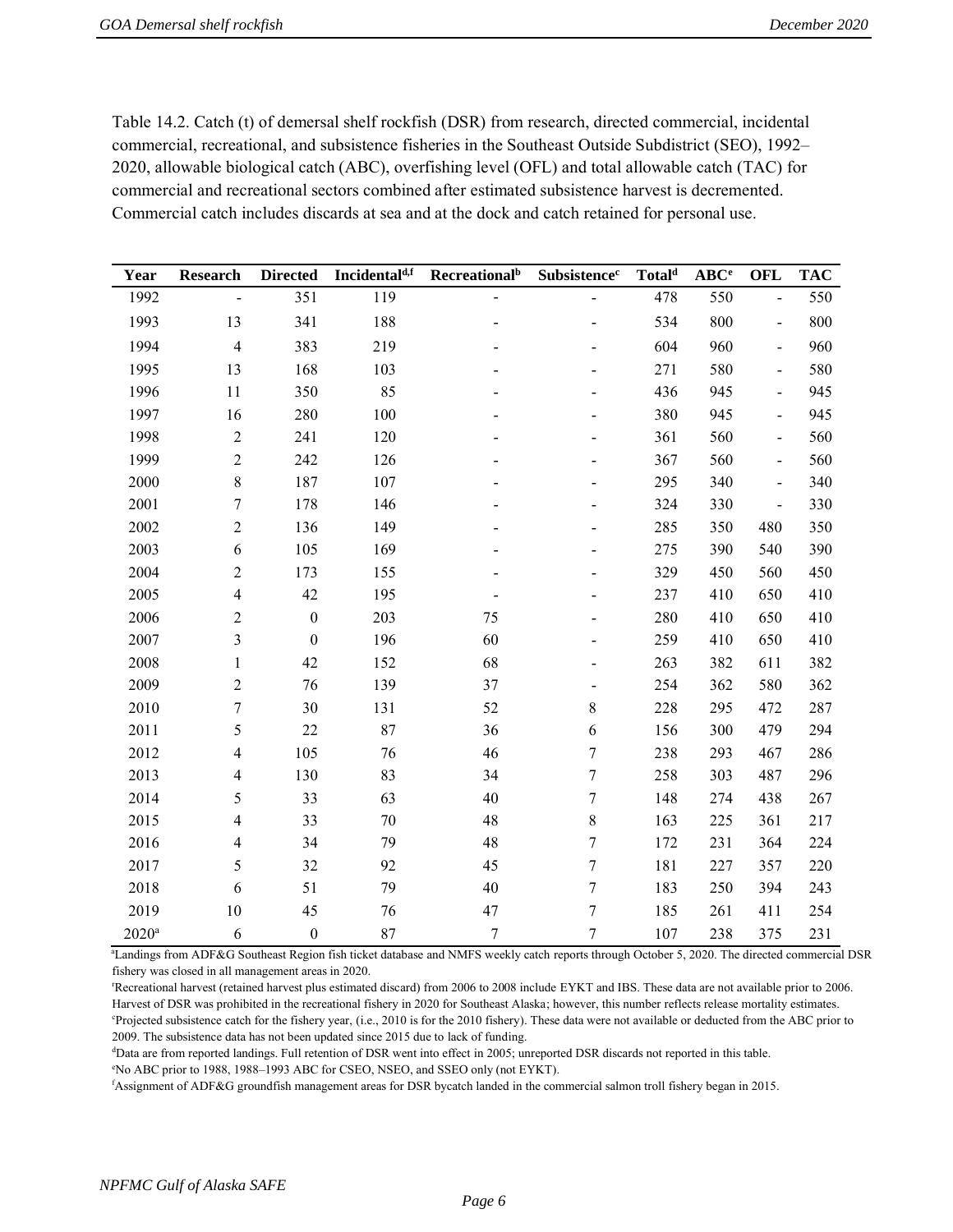Table 14.2. Catch (t) of demersal shelf rockfish (DSR) from research, directed commercial, incidental commercial, recreational, and subsistence fisheries in the Southeast Outside Subdistrict (SEO), 1992–2020, allowable biological catch (ABC), overfishing level (OFL) and total allowable catch (TAC) for commercial and recreational sectors combined after estimated subsistence harvest is decremented. Commercial catch includes discards at sea and at the dock and catch retained for personal use.

| Year | Research | Directed | Incidental[d,f] | Recreational[b] | Subsistence[c] | Total[d] | ABC[e] | OFL | TAC |
|---|---|---|---|---|---|---|---|---|---|
| 1992 | - | 351 | 119 | - | - | 478 | 550 | - | 550 |
| 1993 | 13 | 341 | 188 | - | - | 534 | 800 | - | 800 |
| 1994 | 4 | 383 | 219 | - | - | 604 | 960 | - | 960 |
| 1995 | 13 | 168 | 103 | - | - | 271 | 580 | - | 580 |
| 1996 | 11 | 350 | 85 | - | - | 436 | 945 | - | 945 |
| 1997 | 16 | 280 | 100 | - | - | 380 | 945 | - | 945 |
| 1998 | 2 | 241 | 120 | - | - | 361 | 560 | - | 560 |
| 1999 | 2 | 242 | 126 | - | - | 367 | 560 | - | 560 |
| 2000 | 8 | 187 | 107 | - | - | 295 | 340 | - | 340 |
| 2001 | 7 | 178 | 146 | - | - | 324 | 330 | - | 330 |
| 2002 | 2 | 136 | 149 | - | - | 285 | 350 | 480 | 350 |
| 2003 | 6 | 105 | 169 | - | - | 275 | 390 | 540 | 390 |
| 2004 | 2 | 173 | 155 | - | - | 329 | 450 | 560 | 450 |
| 2005 | 4 | 42 | 195 | - | - | 237 | 410 | 650 | 410 |
| 2006 | 2 | 0 | 203 | 75 | - | 280 | 410 | 650 | 410 |
| 2007 | 3 | 0 | 196 | 60 | - | 259 | 410 | 650 | 410 |
| 2008 | 1 | 42 | 152 | 68 | - | 263 | 382 | 611 | 382 |
| 2009 | 2 | 76 | 139 | 37 | - | 254 | 362 | 580 | 362 |
| 2010 | 7 | 30 | 131 | 52 | 8 | 228 | 295 | 472 | 287 |
| 2011 | 5 | 22 | 87 | 36 | 6 | 156 | 300 | 479 | 294 |
| 2012 | 4 | 105 | 76 | 46 | 7 | 238 | 293 | 467 | 286 |
| 2013 | 4 | 130 | 83 | 34 | 7 | 258 | 303 | 487 | 296 |
| 2014 | 5 | 33 | 63 | 40 | 7 | 148 | 274 | 438 | 267 |
| 2015 | 4 | 33 | 70 | 48 | 8 | 163 | 225 | 361 | 217 |
| 2016 | 4 | 34 | 79 | 48 | 7 | 172 | 231 | 364 | 224 |
| 2017 | 5 | 32 | 92 | 45 | 7 | 181 | 227 | 357 | 220 |
| 2018 | 6 | 51 | 79 | 40 | 7 | 183 | 250 | 394 | 243 |
| 2019 | 10 | 45 | 76 | 47 | 7 | 185 | 261 | 411 | 254 |
| 2020[a] | 6 | 0 | 87 | 7 | 7 | 107 | 238 | 375 | 231 |

[a]Landings from ADF&G Southeast Region fish ticket database and NMFS weekly catch reports through October 5, 2020. The directed commercial DSR fishery was closed in all management areas in 2020.

[r]Recreational harvest (retained harvest plus estimated discard) from 2006 to 2008 include EYKT and IBS. These data are not available prior to 2006. Harvest of DSR was prohibited in the recreational fishery in 2020 for Southeast Alaska; however, this number reflects release mortality estimates.

[c]Projected subsistence catch for the fishery year, (i.e., 2010 is for the 2010 fishery). These data were not available or deducted from the ABC prior to 2009. The subsistence data has not been updated since 2015 due to lack of funding.

[d]Data are from reported landings. Full retention of DSR went into effect in 2005; unreported DSR discards not reported in this table.

[e]No ABC prior to 1988, 1988–1993 ABC for CSEO, NSEO, and SSEO only (not EYKT).

[f]Assignment of ADF&G groundfish management areas for DSR bycatch landed in the commercial salmon troll fishery began in 2015.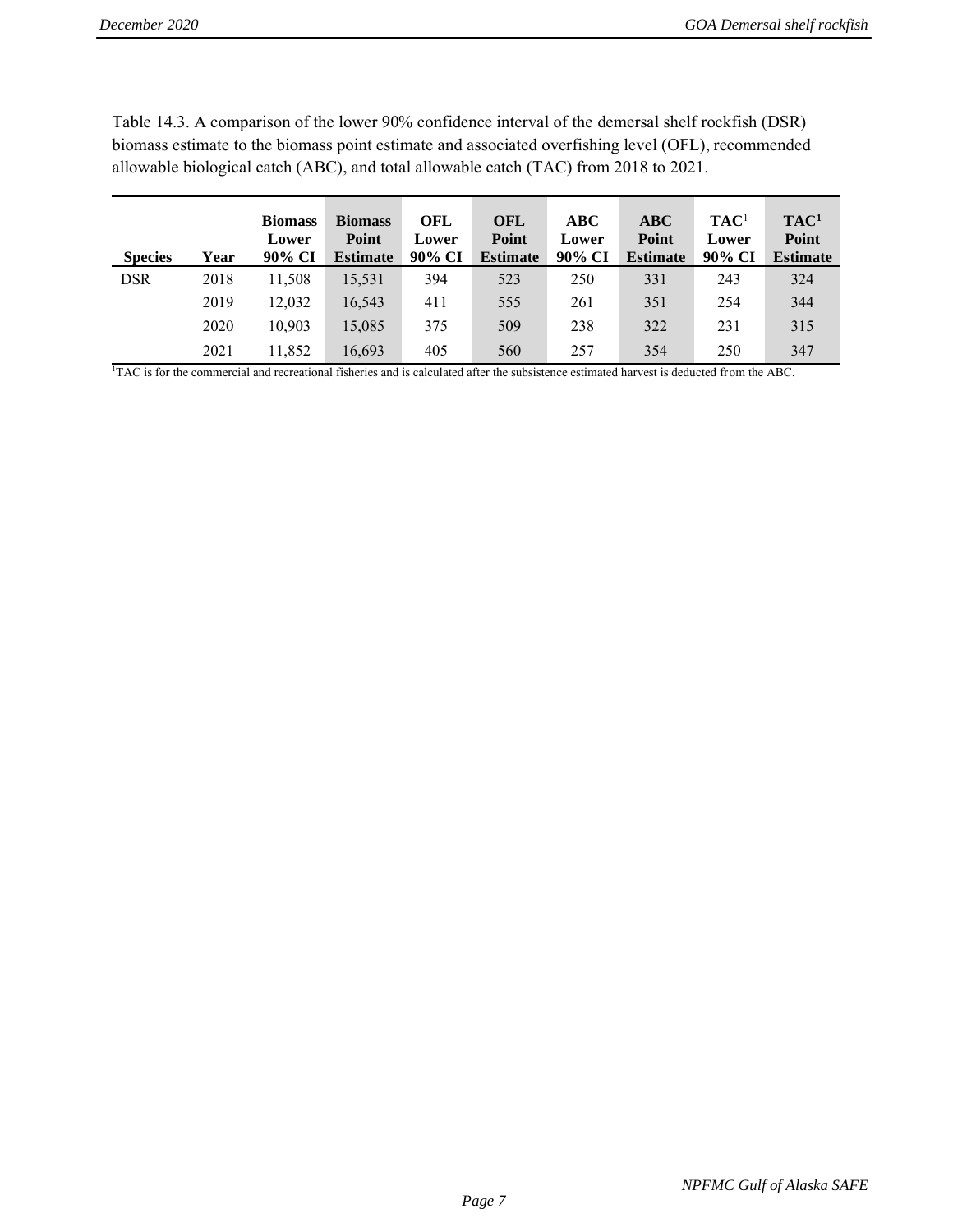Table 14.3. A comparison of the lower 90% confidence interval of the demersal shelf rockfish (DSR) biomass estimate to the biomass point estimate and associated overfishing level (OFL), recommended allowable biological catch (ABC), and total allowable catch (TAC) from 2018 to 2021.

| Species | Year | Biomass Lower 90% CI | Biomass Point Estimate | OFL Lower 90% CI | OFL Point Estimate | ABC Lower 90% CI | ABC Point Estimate | TAC[1] Lower 90% CI | TAC[1] Point Estimate |
|---|---|---|---|---|---|---|---|---|---|
| DSR | 2018 | 11,508 | 15,531 | 394 | 523 | 250 | 331 | 243 | 324 |
| | 2019 | 12,032 | 16,543 | 411 | 555 | 261 | 351 | 254 | 344 |
| | 2020 | 10,903 | 15,085 | 375 | 509 | 238 | 322 | 231 | 315 |
| | 2021 | 11,852 | 16,693 | 405 | 560 | 257 | 354 | 250 | 347 |

[1]TAC is for the commercial and recreational fisheries and is calculated after the subsistence estimated harvest is deducted from the ABC.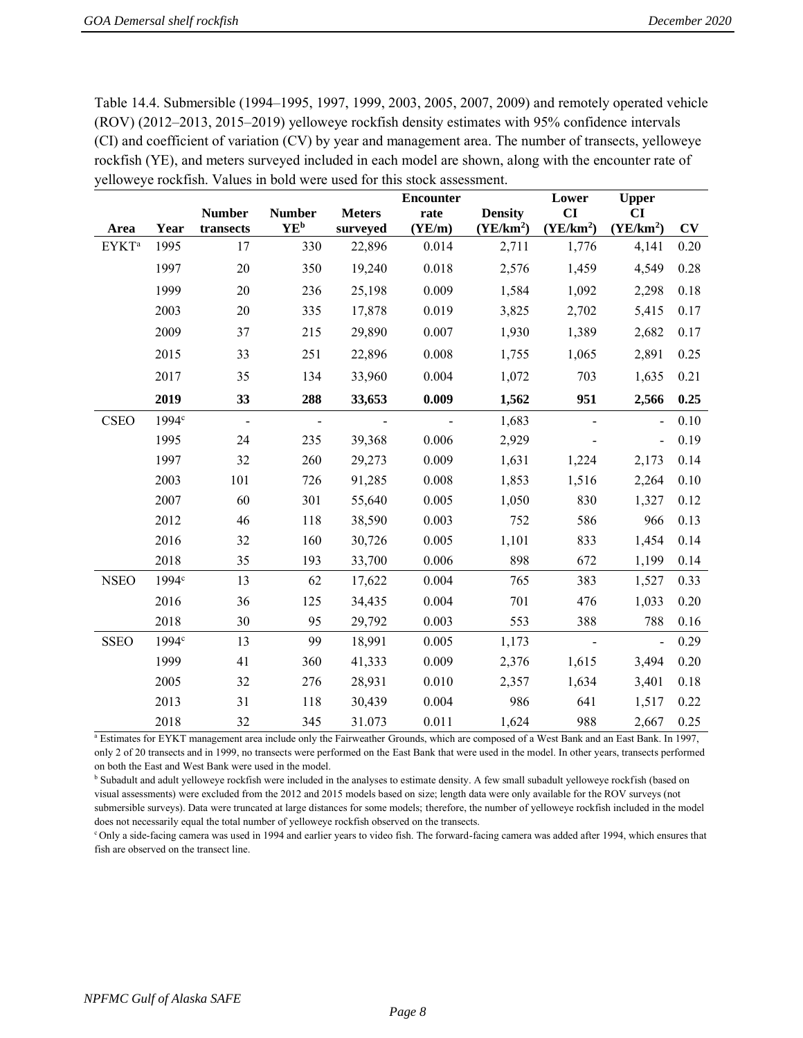Table 14.4. Submersible (1994–1995, 1997, 1999, 2003, 2005, 2007, 2009) and remotely operated vehicle (ROV) (2012–2013, 2015–2019) yelloweye rockfish density estimates with 95% confidence intervals (CI) and coefficient of variation (CV) by year and management area. The number of transects, yelloweye rockfish (YE), and meters surveyed included in each model are shown, along with the encounter rate of yelloweye rockfish. Values in bold were used for this stock assessment.

| Area | Year | Number transects | Number YE[b] | Meters surveyed | Encounter rate (YE/m) | Density (YE/km$^2$) | Lower CI (YE/km$^2$) | Upper CI (YE/km$^2$) | CV |
|---|---|---|---|---|---|---|---|---|---|
| EYKT[a] | 1995 | 17 | 330 | 22,896 | 0.014 | 2,711 | 1,776 | 4,141 | 0.20 |
| | 1997 | 20 | 350 | 19,240 | 0.018 | 2,576 | 1,459 | 4,549 | 0.28 |
| | 1999 | 20 | 236 | 25,198 | 0.009 | 1,584 | 1,092 | 2,298 | 0.18 |
| | 2003 | 20 | 335 | 17,878 | 0.019 | 3,825 | 2,702 | 5,415 | 0.17 |
| | 2009 | 37 | 215 | 29,890 | 0.007 | 1,930 | 1,389 | 2,682 | 0.17 |
| | 2015 | 33 | 251 | 22,896 | 0.008 | 1,755 | 1,065 | 2,891 | 0.25 |
| | 2017 | 35 | 134 | 33,960 | 0.004 | 1,072 | 703 | 1,635 | 0.21 |
| | **2019** | **33** | **288** | **33,653** | **0.009** | **1,562** | **951** | **2,566** | **0.25** |
| CSEO | 1994[c] | - | - | - | - | 1,683 | - | - | 0.10 |
| | 1995 | 24 | 235 | 39,368 | 0.006 | 2,929 | - | - | 0.19 |
| | 1997 | 32 | 260 | 29,273 | 0.009 | 1,631 | 1,224 | 2,173 | 0.14 |
| | 2003 | 101 | 726 | 91,285 | 0.008 | 1,853 | 1,516 | 2,264 | 0.10 |
| | 2007 | 60 | 301 | 55,640 | 0.005 | 1,050 | 830 | 1,327 | 0.12 |
| | 2012 | 46 | 118 | 38,590 | 0.003 | 752 | 586 | 966 | 0.13 |
| | 2016 | 32 | 160 | 30,726 | 0.005 | 1,101 | 833 | 1,454 | 0.14 |
| | 2018 | 35 | 193 | 33,700 | 0.006 | 898 | 672 | 1,199 | 0.14 |
| NSEO | 1994[c] | 13 | 62 | 17,622 | 0.004 | 765 | 383 | 1,527 | 0.33 |
| | 2016 | 36 | 125 | 34,435 | 0.004 | 701 | 476 | 1,033 | 0.20 |
| | 2018 | 30 | 95 | 29,792 | 0.003 | 553 | 388 | 788 | 0.16 |
| SSEO | 1994[c] | 13 | 99 | 18,991 | 0.005 | 1,173 | - | - | 0.29 |
| | 1999 | 41 | 360 | 41,333 | 0.009 | 2,376 | 1,615 | 3,494 | 0.20 |
| | 2005 | 32 | 276 | 28,931 | 0.010 | 2,357 | 1,634 | 3,401 | 0.18 |
| | 2013 | 31 | 118 | 30,439 | 0.004 | 986 | 641 | 1,517 | 0.22 |
| | 2018 | 32 | 345 | 31.073 | 0.011 | 1,624 | 988 | 2,667 | 0.25 |

[a] Estimates for EYKT management area include only the Fairweather Grounds, which are composed of a West Bank and an East Bank. In 1997, only 2 of 20 transects and in 1999, no transects were performed on the East Bank that were used in the model. In other years, transects performed on both the East and West Bank were used in the model.

[b] Subadult and adult yelloweye rockfish were included in the analyses to estimate density. A few small subadult yelloweye rockfish (based on visual assessments) were excluded from the 2012 and 2015 models based on size; length data were only available for the ROV surveys (not submersible surveys). Data were truncated at large distances for some models; therefore, the number of yelloweye rockfish included in the model does not necessarily equal the total number of yelloweye rockfish observed on the transects.

[c] Only a side-facing camera was used in 1994 and earlier years to video fish. The forward-facing camera was added after 1994, which ensures that fish are observed on the transect line.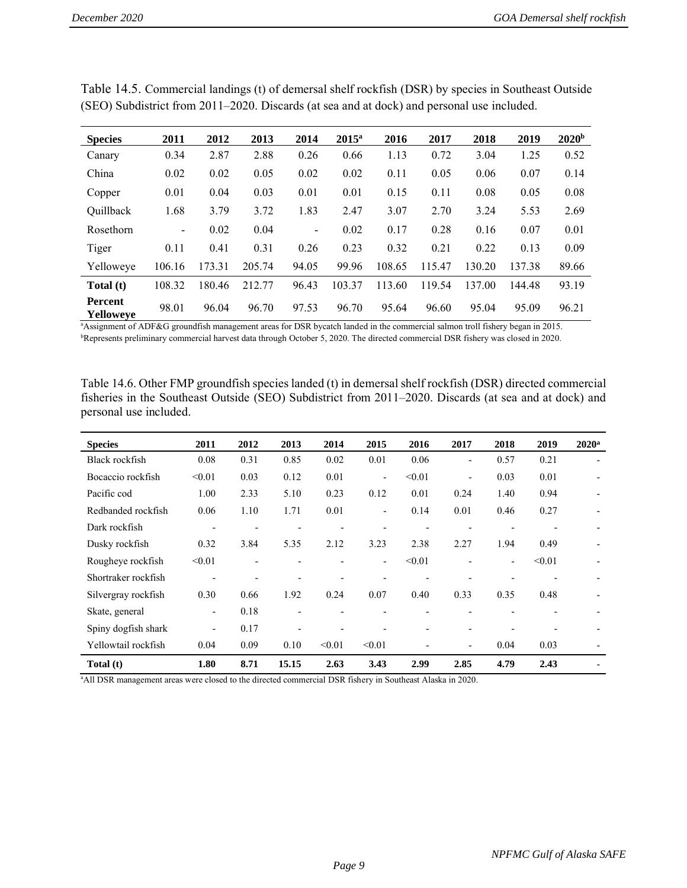Table 14.5. Commercial landings (t) of demersal shelf rockfish (DSR) by species in Southeast Outside (SEO) Subdistrict from 2011–2020. Discards (at sea and at dock) and personal use included.

| Species | 2011 | 2012 | 2013 | 2014 | 2015[a] | 2016 | 2017 | 2018 | 2019 | 2020[b] |
|---|---|---|---|---|---|---|---|---|---|---|
| Canary | 0.34 | 2.87 | 2.88 | 0.26 | 0.66 | 1.13 | 0.72 | 3.04 | 1.25 | 0.52 |
| China | 0.02 | 0.02 | 0.05 | 0.02 | 0.02 | 0.11 | 0.05 | 0.06 | 0.07 | 0.14 |
| Copper | 0.01 | 0.04 | 0.03 | 0.01 | 0.01 | 0.15 | 0.11 | 0.08 | 0.05 | 0.08 |
| Quillback | 1.68 | 3.79 | 3.72 | 1.83 | 2.47 | 3.07 | 2.70 | 3.24 | 5.53 | 2.69 |
| Rosethorn | - | 0.02 | 0.04 | - | 0.02 | 0.17 | 0.28 | 0.16 | 0.07 | 0.01 |
| Tiger | 0.11 | 0.41 | 0.31 | 0.26 | 0.23 | 0.32 | 0.21 | 0.22 | 0.13 | 0.09 |
| Yelloweye | 106.16 | 173.31 | 205.74 | 94.05 | 99.96 | 108.65 | 115.47 | 130.20 | 137.38 | 89.66 |
| **Total (t)** | 108.32 | 180.46 | 212.77 | 96.43 | 103.37 | 113.60 | 119.54 | 137.00 | 144.48 | 93.19 |
| **Percent Yelloweye** | 98.01 | 96.04 | 96.70 | 97.53 | 96.70 | 95.64 | 96.60 | 95.04 | 95.09 | 96.21 |

[a]Assignment of ADF&G groundfish management areas for DSR bycatch landed in the commercial salmon troll fishery began in 2015.
[b]Represents preliminary commercial harvest data through October 5, 2020. The directed commercial DSR fishery was closed in 2020.

Table 14.6. Other FMP groundfish species landed (t) in demersal shelf rockfish (DSR) directed commercial fisheries in the Southeast Outside (SEO) Subdistrict from 2011–2020. Discards (at sea and at dock) and personal use included.

| Species | 2011 | 2012 | 2013 | 2014 | 2015 | 2016 | 2017 | 2018 | 2019 | 2020[a] |
|---|---|---|---|---|---|---|---|---|---|---|
| Black rockfish | 0.08 | 0.31 | 0.85 | 0.02 | 0.01 | 0.06 | - | 0.57 | 0.21 | - |
| Bocaccio rockfish | <0.01 | 0.03 | 0.12 | 0.01 | - | <0.01 | - | 0.03 | 0.01 | - |
| Pacific cod | 1.00 | 2.33 | 5.10 | 0.23 | 0.12 | 0.01 | 0.24 | 1.40 | 0.94 | - |
| Redbanded rockfish | 0.06 | 1.10 | 1.71 | 0.01 | - | 0.14 | 0.01 | 0.46 | 0.27 | - |
| Dark rockfish | - | - | - | - | - | - | - | - | - | - |
| Dusky rockfish | 0.32 | 3.84 | 5.35 | 2.12 | 3.23 | 2.38 | 2.27 | 1.94 | 0.49 | - |
| Rougheye rockfish | <0.01 | - | - | - | - | <0.01 | - | - | <0.01 | - |
| Shortraker rockfish | - | - | - | - | - | - | - | - | - | - |
| Silvergray rockfish | 0.30 | 0.66 | 1.92 | 0.24 | 0.07 | 0.40 | 0.33 | 0.35 | 0.48 | - |
| Skate, general | - | 0.18 | - | - | - | - | - | - | - | - |
| Spiny dogfish shark | - | 0.17 | - | - | - | - | - | - | - | - |
| Yellowtail rockfish | 0.04 | 0.09 | 0.10 | <0.01 | <0.01 | - | - | 0.04 | 0.03 | - |
| **Total (t)** | **1.80** | **8.71** | **15.15** | **2.63** | **3.43** | **2.99** | **2.85** | **4.79** | **2.43** | - |

[a]All DSR management areas were closed to the directed commercial DSR fishery in Southeast Alaska in 2020.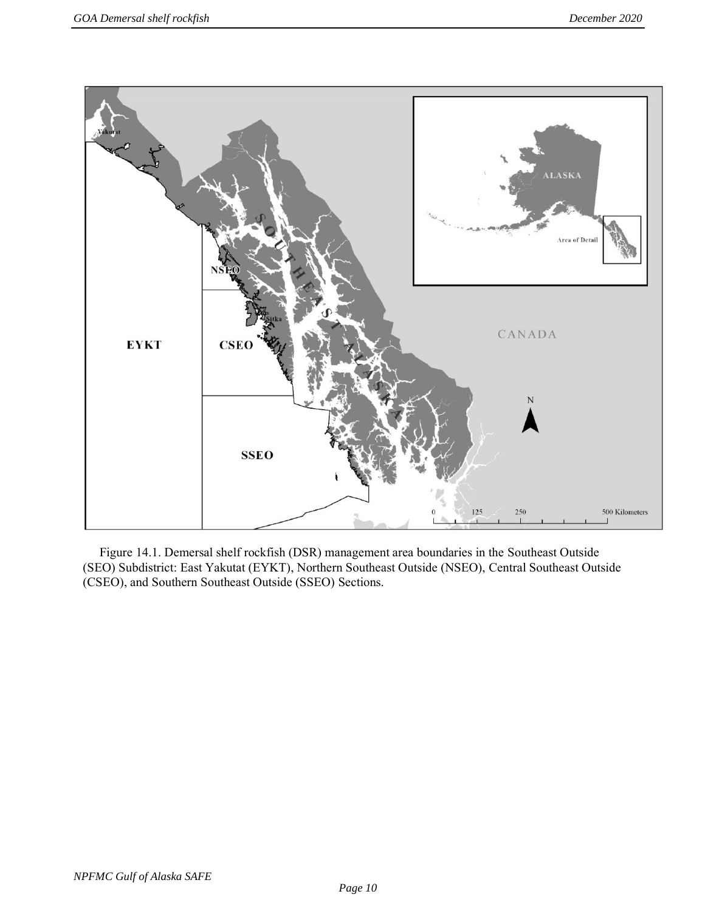Figure 14.1. Demersal shelf rockfish (DSR) management area boundaries in the Southeast Outside (SEO) Subdistrict: East Yakutat (EYKT), Northern Southeast Outside (NSEO), Central Southeast Outside (CSEO), and Southern Southeast Outside (SSEO) Sections.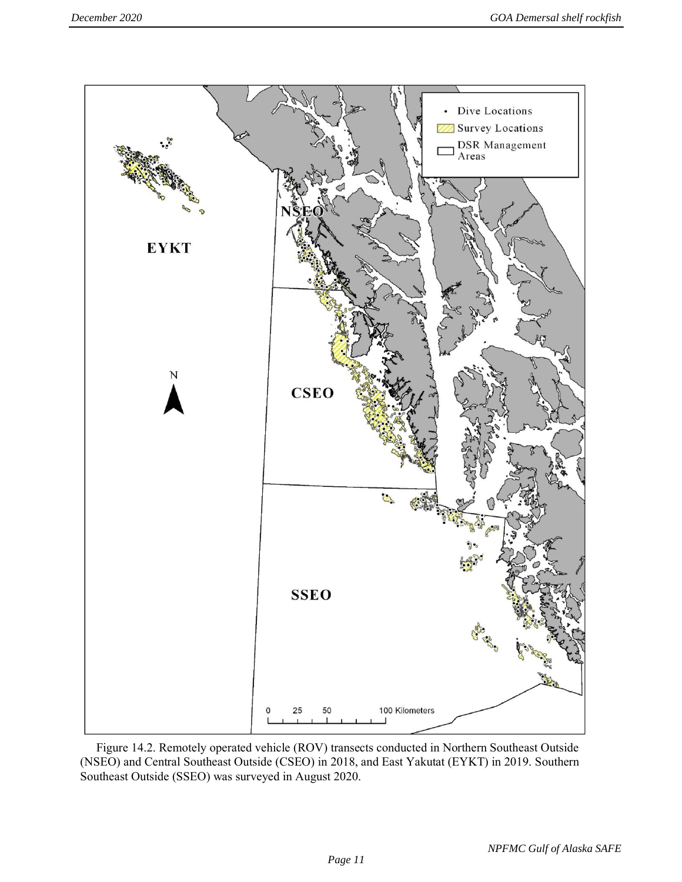Figure 14.2. Remotely operated vehicle (ROV) transects conducted in Northern Southeast Outside (NSEO) and Central Southeast Outside (CSEO) in 2018, and East Yakutat (EYKT) in 2019. Southern Southeast Outside (SSEO) was surveyed in August 2020.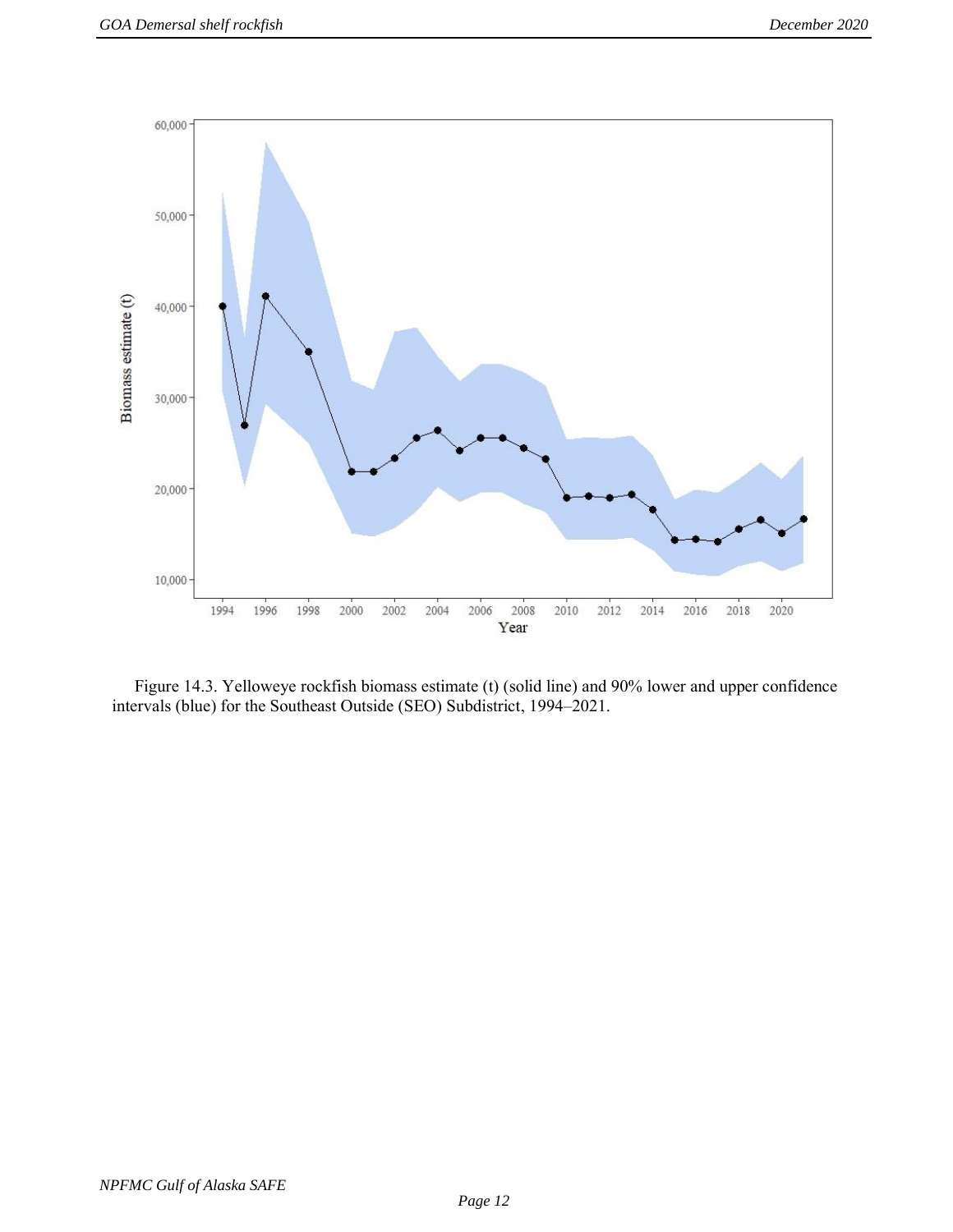Figure 14.3. Yelloweye rockfish biomass estimate (t) (solid line) and 90% lower and upper confidence intervals (blue) for the Southeast Outside (SEO) Subdistrict, 1994–2021.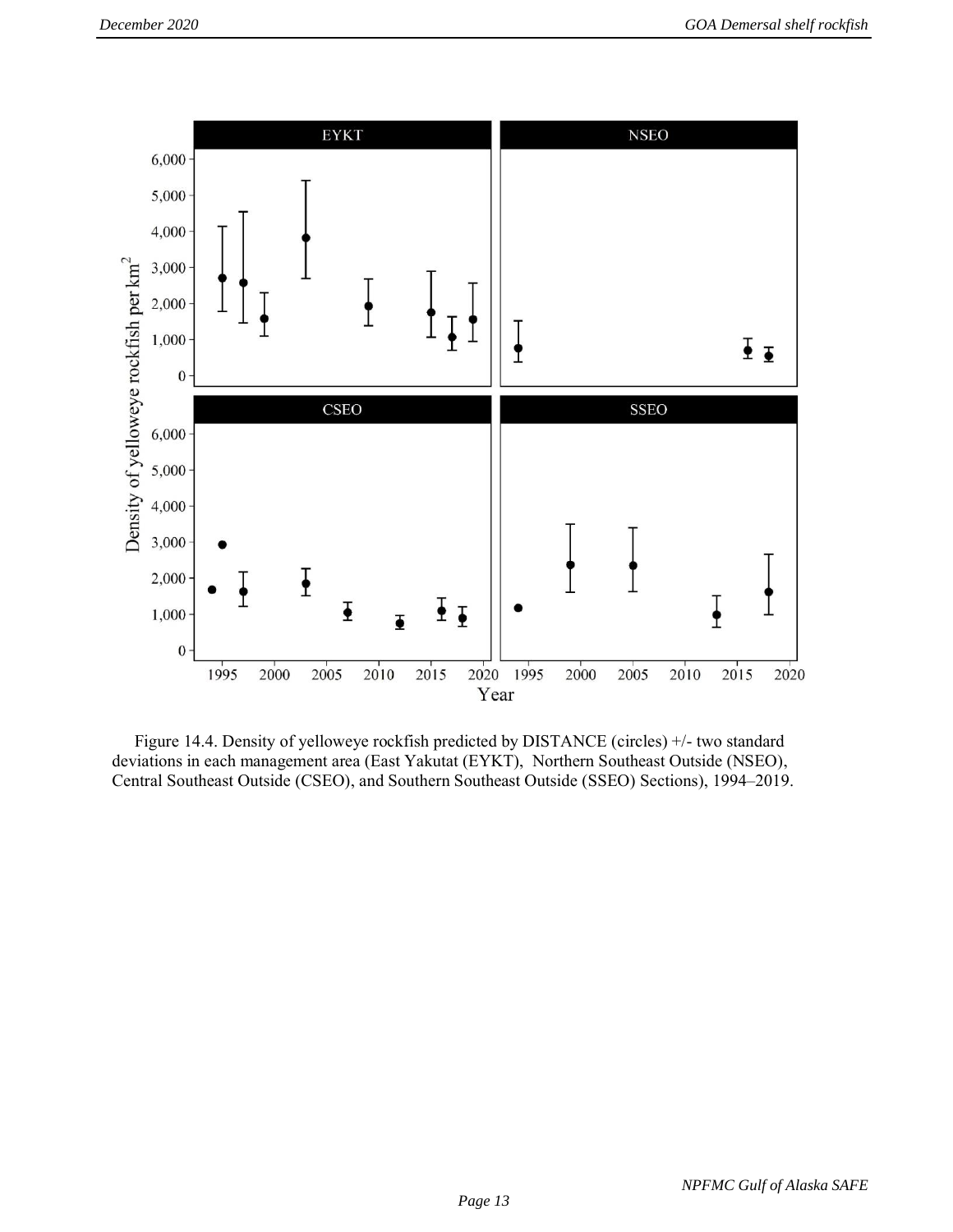Figure 14.4. Density of yelloweye rockfish predicted by DISTANCE (circles) +/- two standard deviations in each management area (East Yakutat (EYKT), Northern Southeast Outside (NSEO), Central Southeast Outside (CSEO), and Southern Southeast Outside (SSEO) Sections), 1994–2019.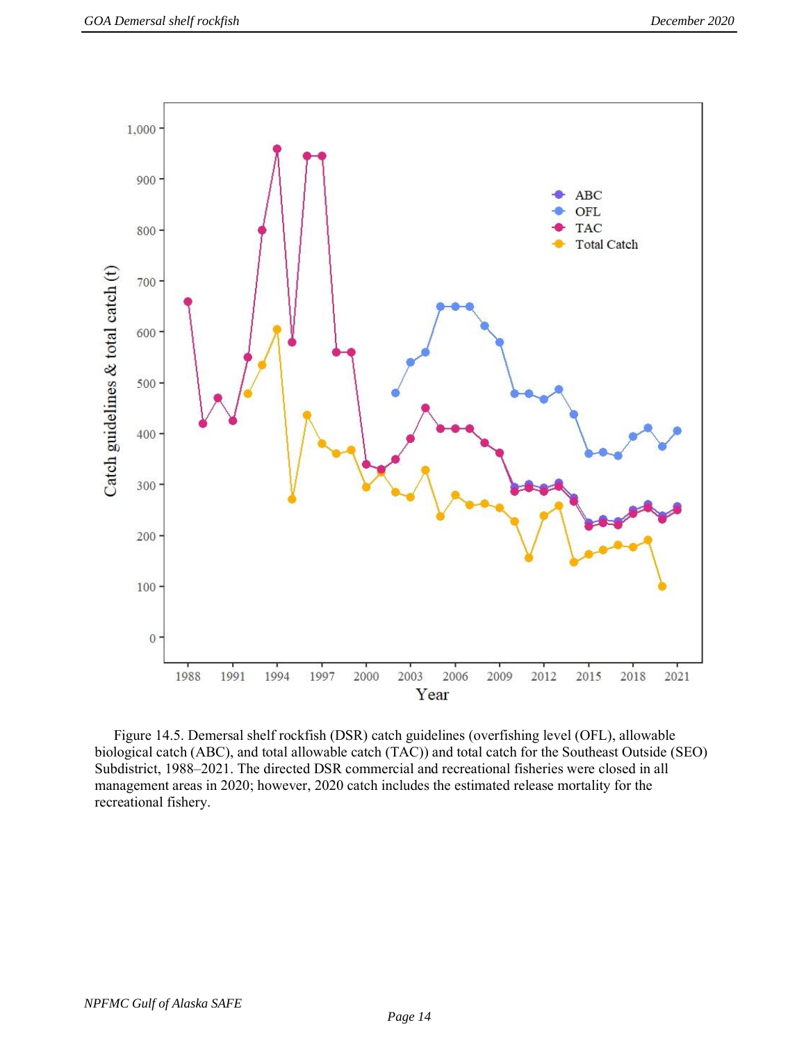Figure 14.5. Demersal shelf rockfish (DSR) catch guidelines (overfishing level (OFL), allowable biological catch (ABC), and total allowable catch (TAC)) and total catch for the Southeast Outside (SEO) Subdistrict, 1988–2021. The directed DSR commercial and recreational fisheries were closed in all management areas in 2020; however, 2020 catch includes the estimated release mortality for the recreational fishery.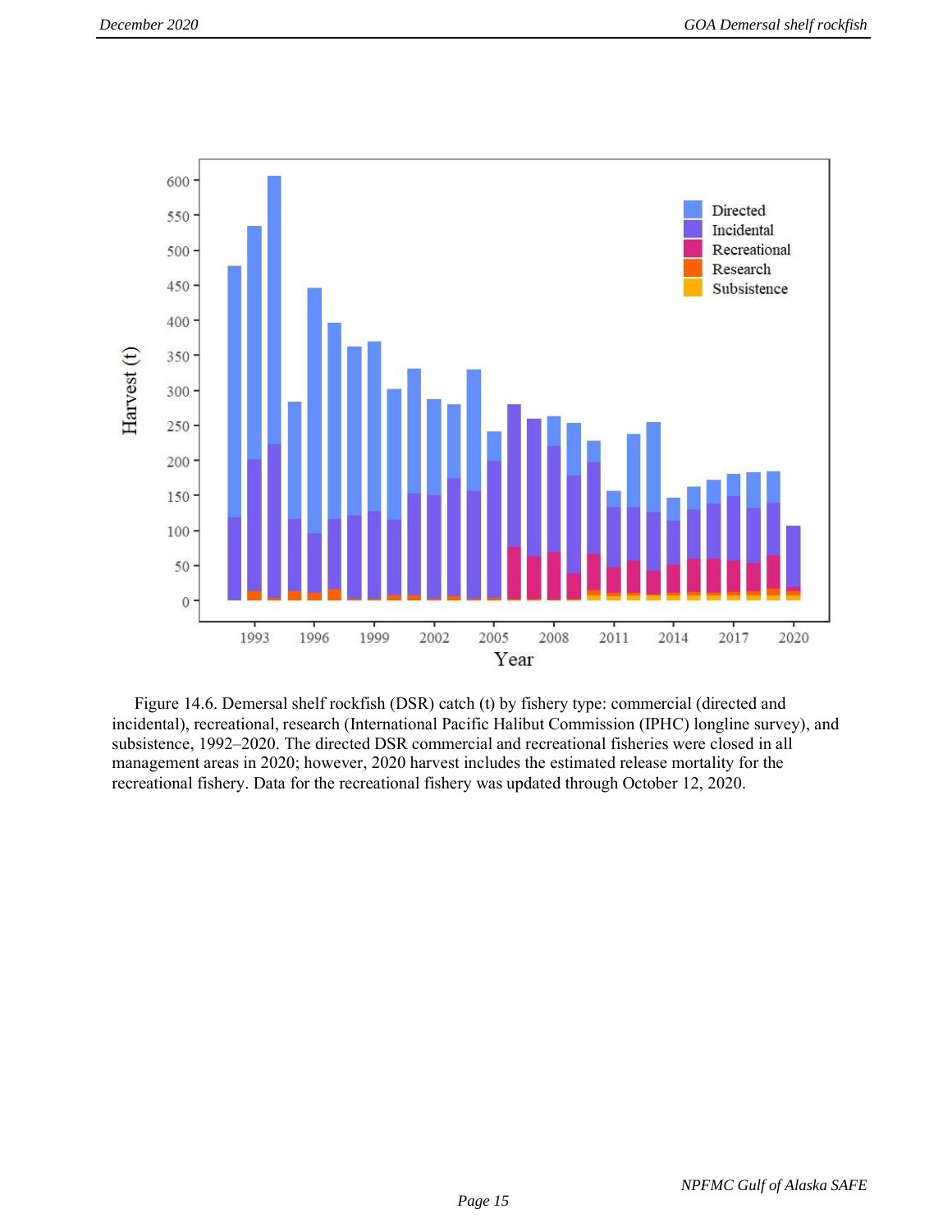Figure 14.6. Demersal shelf rockfish (DSR) catch (t) by fishery type: commercial (directed and incidental), recreational, research (International Pacific Halibut Commission (IPHC) longline survey), and subsistence, 1992–2020. The directed DSR commercial and recreational fisheries were closed in all management areas in 2020; however, 2020 harvest includes the estimated release mortality for the recreational fishery. Data for the recreational fishery was updated through October 12, 2020.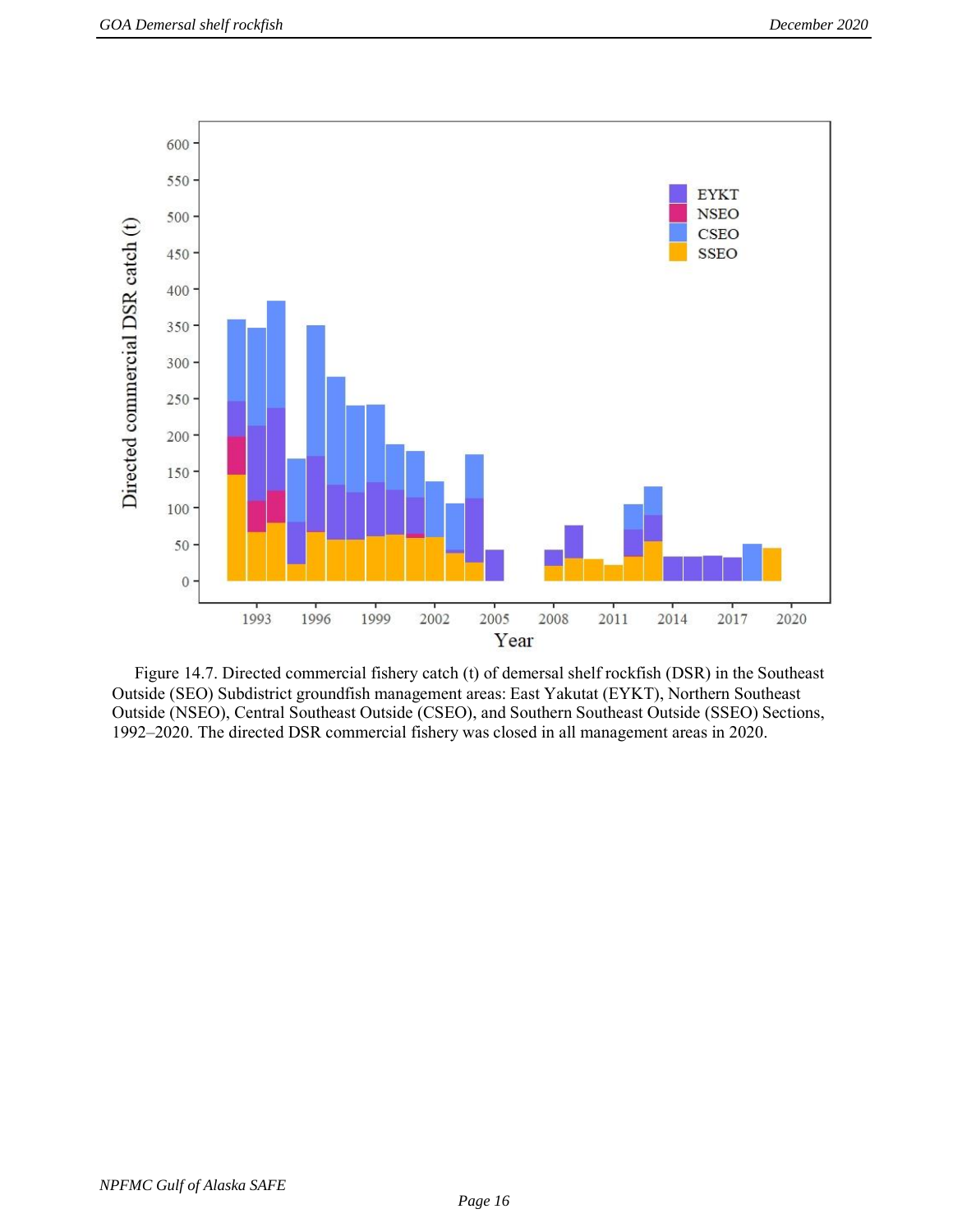Figure 14.7. Directed commercial fishery catch (t) of demersal shelf rockfish (DSR) in the Southeast Outside (SEO) Subdistrict groundfish management areas: East Yakutat (EYKT), Northern Southeast Outside (NSEO), Central Southeast Outside (CSEO), and Southern Southeast Outside (SSEO) Sections, 1992–2020. The directed DSR commercial fishery was closed in all management areas in 2020.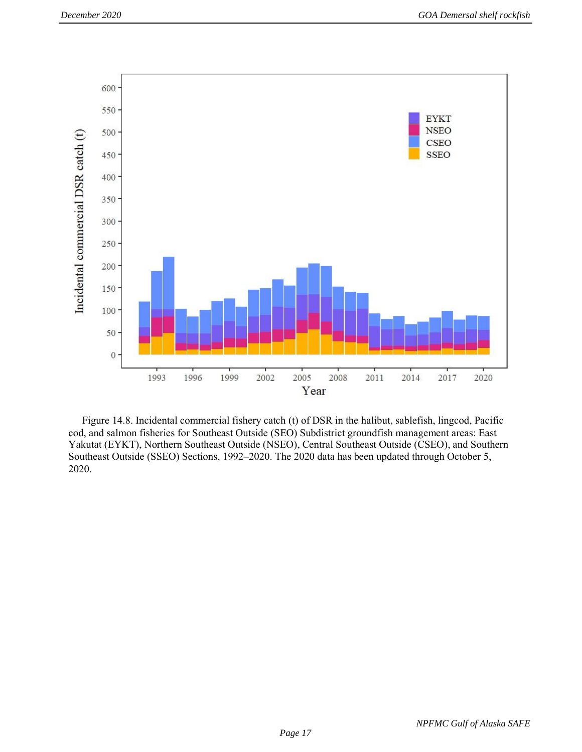600
550
500
450
400
350
300
250
200
150
100
50
0

Incidental commercial DSR catch (t)

EYKT
NSEO
CSEO
SSEO

1993 1996 1999 2002 2005 2008 2011 2014 2017 2020

Year

Figure 14.8. Incidental commercial fishery catch (t) of DSR in the halibut, sablefish, lingcod, Pacific cod, and salmon fisheries for Southeast Outside (SEO) Subdistrict groundfish management areas: East Yakutat (EYKT), Northern Southeast Outside (NSEO), Central Southeast Outside (CSEO), and Southern Southeast Outside (SSEO) Sections, 1992–2020. The 2020 data has been updated through October 5, 2020.